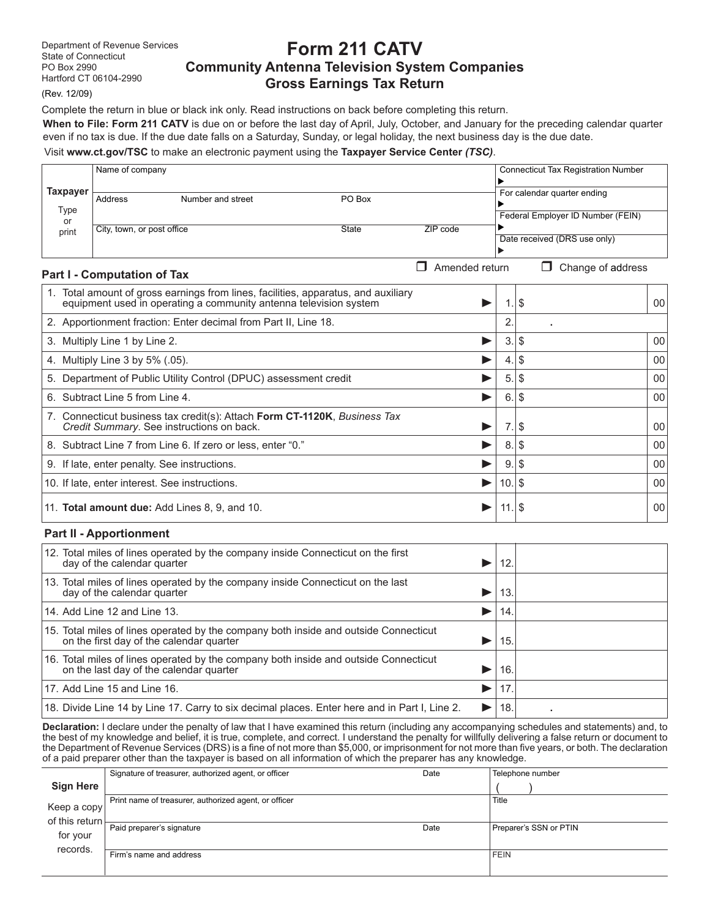Department of Revenue Services
State of Connecticut
PO Box 2990
Hartford CT 06104-2990

(Rev. 12/09)

# Form 211 CATV

## Community Antenna Television System Companies Gross Earnings Tax Return

Complete the return in blue or black ink only. Read instructions on back before completing this return.

**When to File: Form 211 CATV** is due on or before the last day of April, July, October, and January for the preceding calendar quarter even if no tax is due. If the due date falls on a Saturday, Sunday, or legal holiday, the next business day is the due date.

Visit **www.ct.gov/TSC** to make an electronic payment using the **Taxpayer Service Center** ***(TSC)***.

| **Taxpayer** Type or print | Name of company | | | Connecticut Tax Registration Number ▶ |
|---|---|---|---|---|
| | Address Number and street | PO Box | | For calendar quarter ending ▶ |
| | | | | Federal Employer ID Number (FEIN) ▶ |
| | City, town, or post office | State | ZIP code | Date received (DRS use only) ▶ |

☐ Amended return ☐ Change of address

### Part I - Computation of Tax

| | | | |
|---|---|---|---|
| 1. Total amount of gross earnings from lines, facilities, apparatus, and auxiliary equipment used in operating a community antenna television system | ▶ 1. | $ | 00 |
| 2. Apportionment fraction: Enter decimal from Part II, Line 18. | 2. | . | |
| 3. Multiply Line 1 by Line 2. | ▶ 3. | $ | 00 |
| 4. Multiply Line 3 by 5% (.05). | ▶ 4. | $ | 00 |
| 5. Department of Public Utility Control (DPUC) assessment credit | ▶ 5. | $ | 00 |
| 6. Subtract Line 5 from Line 4. | ▶ 6. | $ | 00 |
| 7. Connecticut business tax credit(s): Attach **Form CT-1120K**, *Business Tax Credit Summary*. See instructions on back. | ▶ 7. | $ | 00 |
| 8. Subtract Line 7 from Line 6. If zero or less, enter "0." | ▶ 8. | $ | 00 |
| 9. If late, enter penalty. See instructions. | ▶ 9. | $ | 00 |
| 10. If late, enter interest. See instructions. | ▶ 10. | $ | 00 |
| 11. **Total amount due:** Add Lines 8, 9, and 10. | ▶ 11. | $ | 00 |

### Part II - Apportionment

| | | |
|---|---|---|
| 12. Total miles of lines operated by the company inside Connecticut on the first day of the calendar quarter | ▶ 12. | |
| 13. Total miles of lines operated by the company inside Connecticut on the last day of the calendar quarter | ▶ 13. | |
| 14. Add Line 12 and Line 13. | ▶ 14. | |
| 15. Total miles of lines operated by the company both inside and outside Connecticut on the first day of the calendar quarter | ▶ 15. | |
| 16. Total miles of lines operated by the company both inside and outside Connecticut on the last day of the calendar quarter | ▶ 16. | |
| 17. Add Line 15 and Line 16. | ▶ 17. | |
| 18. Divide Line 14 by Line 17. Carry to six decimal places. Enter here and in Part I, Line 2. | ▶ 18. | . |

**Declaration:** I declare under the penalty of law that I have examined this return (including any accompanying schedules and statements) and, to the best of my knowledge and belief, it is true, complete, and correct. I understand the penalty for willfully delivering a false return or document to the Department of Revenue Services (DRS) is a fine of not more than $5,000, or imprisonment for not more than five years, or both. The declaration of a paid preparer other than the taxpayer is based on all information of which the preparer has any knowledge.

| **Sign Here** Keep a copy of this return for your records. | Signature of treasurer, authorized agent, or officer | Date | Telephone number ( ) |
|---|---|---|---|
| | Print name of treasurer, authorized agent, or officer | | Title |
| | Paid preparer's signature | Date | Preparer's SSN or PTIN |
| | Firm's name and address | | FEIN |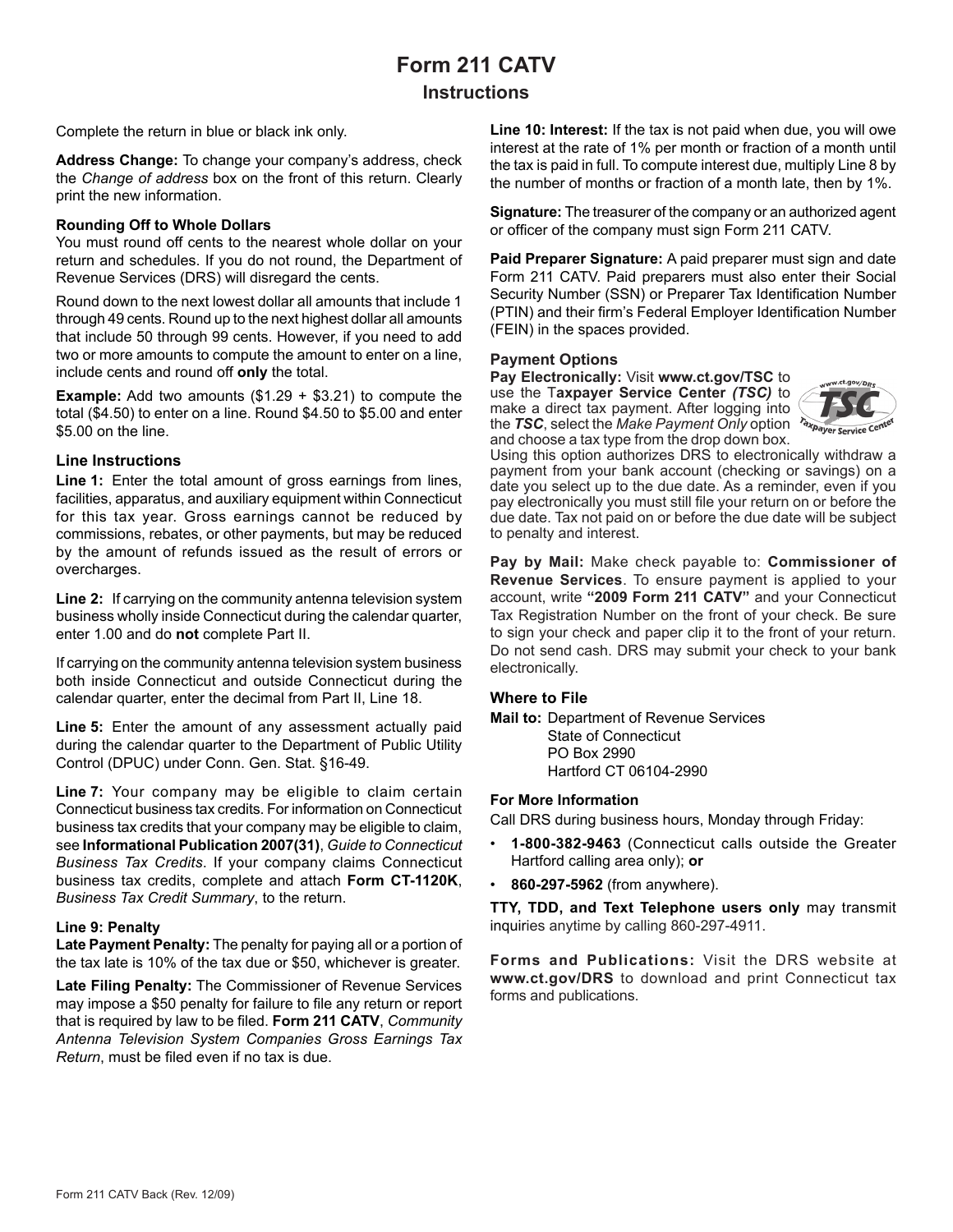# Form 211 CATV

## Instructions

Complete the return in blue or black ink only.

**Address Change:** To change your company's address, check the *Change of address* box on the front of this return. Clearly print the new information.

### Rounding Off to Whole Dollars

You must round off cents to the nearest whole dollar on your return and schedules. If you do not round, the Department of Revenue Services (DRS) will disregard the cents.

Round down to the next lowest dollar all amounts that include 1 through 49 cents. Round up to the next highest dollar all amounts that include 50 through 99 cents. However, if you need to add two or more amounts to compute the amount to enter on a line, include cents and round off **only** the total.

**Example:** Add two amounts ($1.29 + $3.21) to compute the total ($4.50) to enter on a line. Round $4.50 to $5.00 and enter $5.00 on the line.

### Line Instructions

**Line 1:** Enter the total amount of gross earnings from lines, facilities, apparatus, and auxiliary equipment within Connecticut for this tax year. Gross earnings cannot be reduced by commissions, rebates, or other payments, but may be reduced by the amount of refunds issued as the result of errors or overcharges.

**Line 2:** If carrying on the community antenna television system business wholly inside Connecticut during the calendar quarter, enter 1.00 and do **not** complete Part II.

If carrying on the community antenna television system business both inside Connecticut and outside Connecticut during the calendar quarter, enter the decimal from Part II, Line 18.

**Line 5:** Enter the amount of any assessment actually paid during the calendar quarter to the Department of Public Utility Control (DPUC) under Conn. Gen. Stat. §16-49.

**Line 7:** Your company may be eligible to claim certain Connecticut business tax credits. For information on Connecticut business tax credits that your company may be eligible to claim, see **Informational Publication 2007(31)**, *Guide to Connecticut Business Tax Credits*. If your company claims Connecticut business tax credits, complete and attach **Form CT-1120K**, *Business Tax Credit Summary*, to the return.

**Line 9: Penalty**

**Late Payment Penalty:** The penalty for paying all or a portion of the tax late is 10% of the tax due or $50, whichever is greater.

**Late Filing Penalty:** The Commissioner of Revenue Services may impose a $50 penalty for failure to file any return or report that is required by law to be filed. **Form 211 CATV**, *Community Antenna Television System Companies Gross Earnings Tax Return*, must be filed even if no tax is due.

**Line 10: Interest:** If the tax is not paid when due, you will owe interest at the rate of 1% per month or fraction of a month until the tax is paid in full. To compute interest due, multiply Line 8 by the number of months or fraction of a month late, then by 1%.

**Signature:** The treasurer of the company or an authorized agent or officer of the company must sign Form 211 CATV.

**Paid Preparer Signature:** A paid preparer must sign and date Form 211 CATV. Paid preparers must also enter their Social Security Number (SSN) or Preparer Tax Identification Number (PTIN) and their firm's Federal Employer Identification Number (FEIN) in the spaces provided.

### Payment Options

**Pay Electronically:** Visit **www.ct.gov/TSC** to use the T**axpayer Service Center *(TSC)*** to make a direct tax payment. After logging into the ***TSC***, select the *Make Payment Only* option and choose a tax type from the drop down box. Using this option authorizes DRS to electronically withdraw a payment from your bank account (checking or savings) on a date you select up to the due date. As a reminder, even if you pay electronically you must still file your return on or before the due date. Tax not paid on or before the due date will be subject to penalty and interest.

**Pay by Mail:** Make check payable to: **Commissioner of Revenue Services**. To ensure payment is applied to your account, write **"2009 Form 211 CATV"** and your Connecticut Tax Registration Number on the front of your check. Be sure to sign your check and paper clip it to the front of your return. Do not send cash. DRS may submit your check to your bank electronically.

### Where to File

**Mail to:** Department of Revenue Services
State of Connecticut
PO Box 2990
Hartford CT 06104-2990

### For More Information

Call DRS during business hours, Monday through Friday:

- **1-800-382-9463** (Connecticut calls outside the Greater Hartford calling area only); **or**
- **860-297-5962** (from anywhere).

**TTY, TDD, and Text Telephone users only** may transmit inquiries anytime by calling 860-297-4911.

**Forms and Publications:** Visit the DRS website at **www.ct.gov/DRS** to download and print Connecticut tax forms and publications.

Form 211 CATV Back (Rev. 12/09)